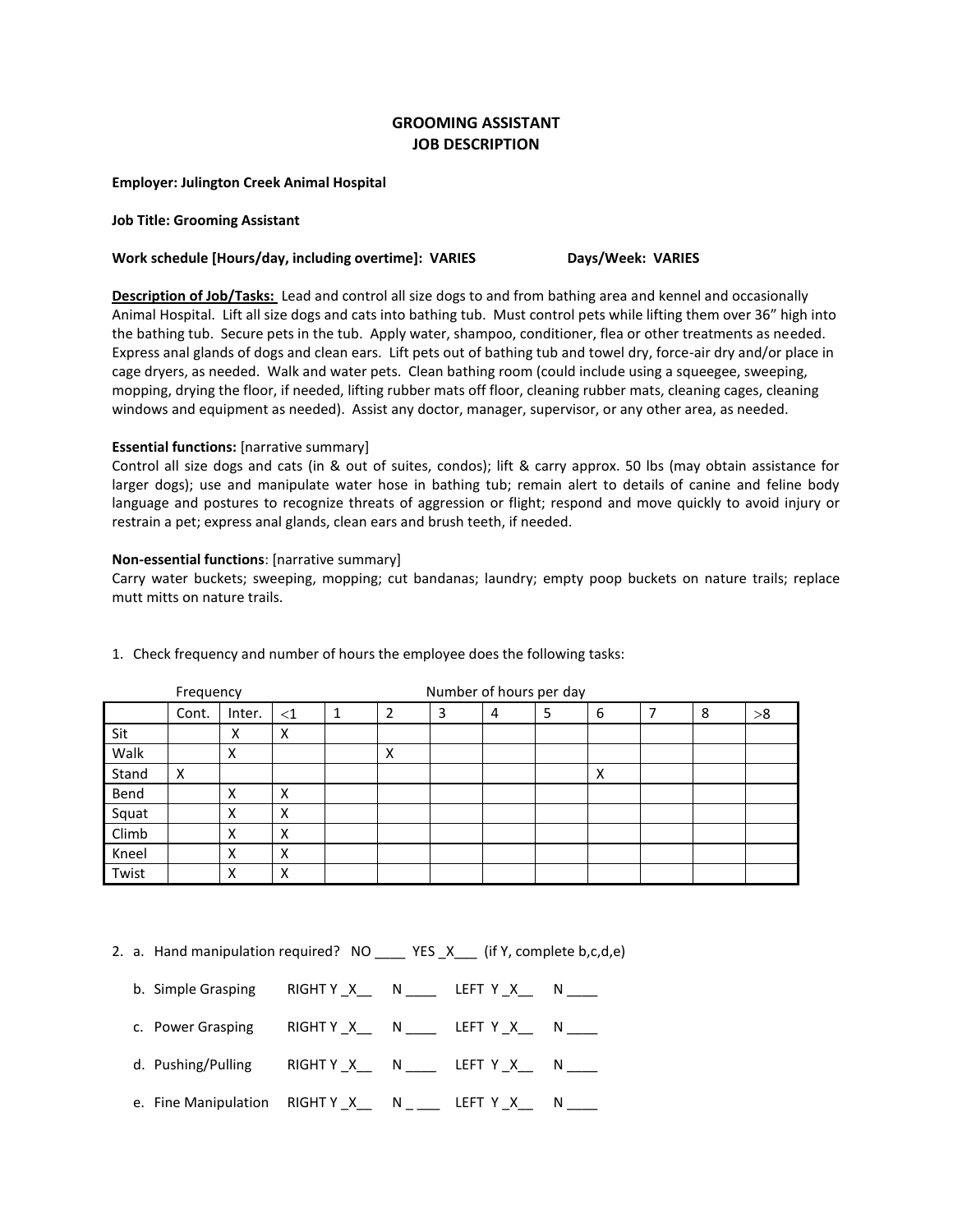# GROOMING ASSISTANT
# JOB DESCRIPTION

**Employer: Julington Creek Animal Hospital**

**Job Title: Grooming Assistant**

**Work schedule [Hours/day, including overtime]: VARIES** **Days/Week: VARIES**

**<u>Description of Job/Tasks:</u>** Lead and control all size dogs to and from bathing area and kennel and occasionally Animal Hospital. Lift all size dogs and cats into bathing tub. Must control pets while lifting them over 36" high into the bathing tub. Secure pets in the tub. Apply water, shampoo, conditioner, flea or other treatments as needed. Express anal glands of dogs and clean ears. Lift pets out of bathing tub and towel dry, force-air dry and/or place in cage dryers, as needed. Walk and water pets. Clean bathing room (could include using a squeegee, sweeping, mopping, drying the floor, if needed, lifting rubber mats off floor, cleaning rubber mats, cleaning cages, cleaning windows and equipment as needed). Assist any doctor, manager, supervisor, or any other area, as needed.

**Essential functions:** [narrative summary]
Control all size dogs and cats (in & out of suites, condos); lift & carry approx. 50 lbs (may obtain assistance for larger dogs); use and manipulate water hose in bathing tub; remain alert to details of canine and feline body language and postures to recognize threats of aggression or flight; respond and move quickly to avoid injury or restrain a pet; express anal glands, clean ears and brush teeth, if needed.

**Non-essential functions**: [narrative summary]
Carry water buckets; sweeping, mopping; cut bandanas; laundry; empty poop buckets on nature trails; replace mutt mitts on nature trails.

1. Check frequency and number of hours the employee does the following tasks:

| | Frequency | | Number of hours per day | | | | | | | | | |
|---|---|---|---|---|---|---|---|---|---|---|---|---|
| | Cont. | Inter. | <1 | 1 | 2 | 3 | 4 | 5 | 6 | 7 | 8 | >8 |
| Sit | | X | X | | | | | | | | | |
| Walk | | X | | | X | | | | | | | |
| Stand | X | | | | | | | | X | | | |
| Bend | | X | X | | | | | | | | | |
| Squat | | X | X | | | | | | | | | |
| Climb | | X | X | | | | | | | | | |
| Kneel | | X | X | | | | | | | | | |
| Twist | | X | X | | | | | | | | | |

2. a. Hand manipulation required? NO ____ YES _X___ (if Y, complete b,c,d,e)

   b. Simple Grasping RIGHT Y _X__ N ____ LEFT Y _X__ N ____

   c. Power Grasping RIGHT Y _X__ N ____ LEFT Y _X__ N ____

   d. Pushing/Pulling RIGHT Y _X__ N ____ LEFT Y _X__ N ____

   e. Fine Manipulation RIGHT Y _X__ N ____ LEFT Y _X__ N ____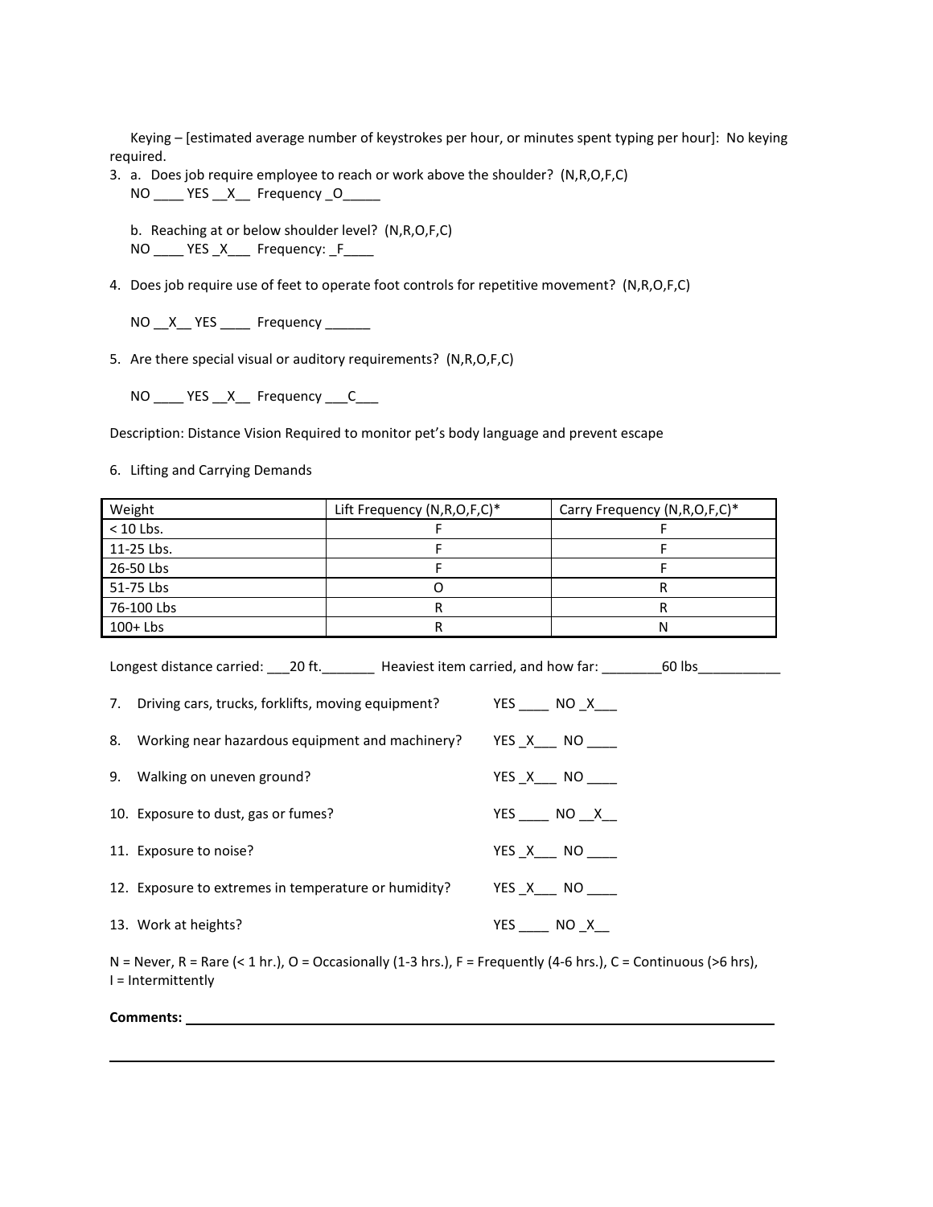Keying – [estimated average number of keystrokes per hour, or minutes spent typing per hour]: No keying required.

3. a. Does job require employee to reach or work above the shoulder? (N,R,O,F,C)
   NO ____ YES __X__ Frequency _O_____

   b. Reaching at or below shoulder level? (N,R,O,F,C)
   NO ____ YES _X___ Frequency: _F____

4. Does job require use of feet to operate foot controls for repetitive movement? (N,R,O,F,C)

   NO __X__ YES ____ Frequency ______

5. Are there special visual or auditory requirements? (N,R,O,F,C)

   NO ____ YES __X__ Frequency ___C___

Description: Distance Vision Required to monitor pet's body language and prevent escape

6. Lifting and Carrying Demands

| Weight | Lift Frequency (N,R,O,F,C)* | Carry Frequency (N,R,O,F,C)* |
|---|---|---|
| < 10 Lbs. | F | F |
| 11-25 Lbs. | F | F |
| 26-50 Lbs | F | F |
| 51-75 Lbs | O | R |
| 76-100 Lbs | R | R |
| 100+ Lbs | R | N |

Longest distance carried: ___20 ft._______ Heaviest item carried, and how far: ________60 lbs___________

7. Driving cars, trucks, forklifts, moving equipment? YES ____ NO _X___

8. Working near hazardous equipment and machinery? YES _X___ NO ____

9. Walking on uneven ground? YES _X___ NO ____

10. Exposure to dust, gas or fumes? YES ____ NO __X__

11. Exposure to noise? YES _X___ NO ____

12. Exposure to extremes in temperature or humidity? YES _X___ NO ____

13. Work at heights? YES ____ NO _X__

N = Never, R = Rare (< 1 hr.), O = Occasionally (1-3 hrs.), F = Frequently (4-6 hrs.), C = Continuous (>6 hrs), I = Intermittently

**Comments:** ____________________________________________________________________________

____________________________________________________________________________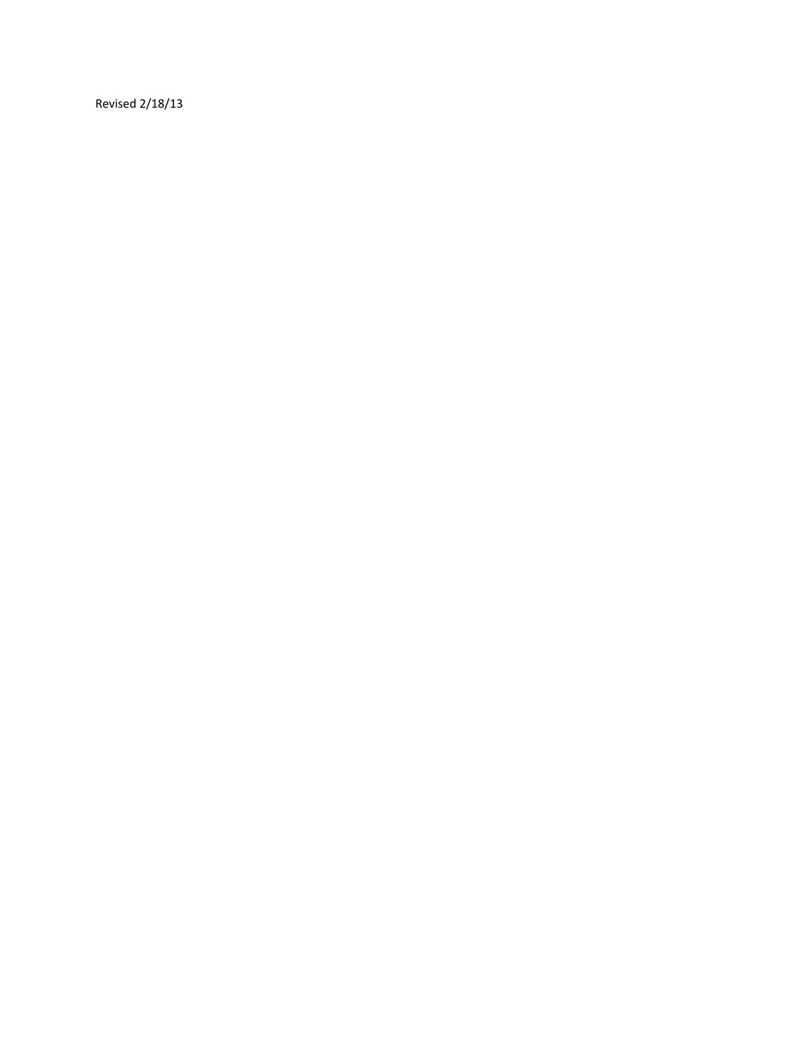Revised 2/18/13